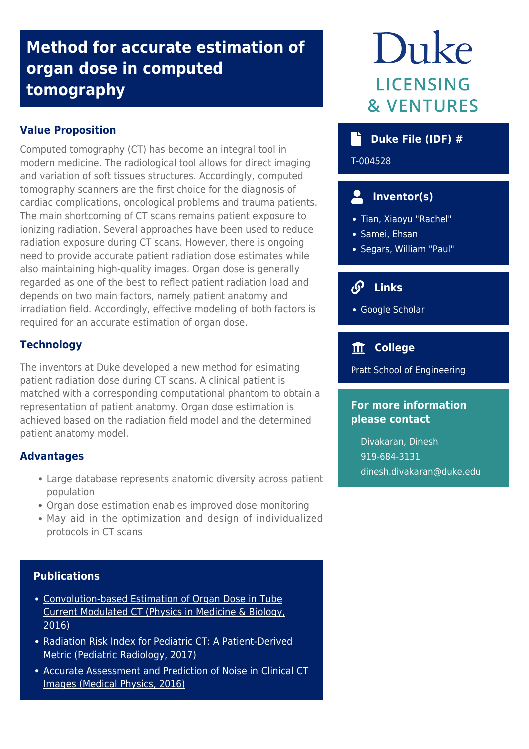# Method for accurate estimation of organ dose in computed tomography

Duke
LICENSING & VENTURES

## Value Proposition

Computed tomography (CT) has become an integral tool in modern medicine. The radiological tool allows for direct imaging and variation of soft tissues structures. Accordingly, computed tomography scanners are the first choice for the diagnosis of cardiac complications, oncological problems and trauma patients. The main shortcoming of CT scans remains patient exposure to ionizing radiation. Several approaches have been used to reduce radiation exposure during CT scans. However, there is ongoing need to provide accurate patient radiation dose estimates while also maintaining high-quality images. Organ dose is generally regarded as one of the best to reflect patient radiation load and depends on two main factors, namely patient anatomy and irradiation field. Accordingly, effective modeling of both factors is required for an accurate estimation of organ dose.

## Technology

The inventors at Duke developed a new method for esimating patient radiation dose during CT scans. A clinical patient is matched with a corresponding computational phantom to obtain a representation of patient anatomy. Organ dose estimation is achieved based on the radiation field model and the determined patient anatomy model.

## Advantages

- Large database represents anatomic diversity across patient population
- Organ dose estimation enables improved dose monitoring
- May aid in the optimization and design of individualized protocols in CT scans

## Publications

- Convolution-based Estimation of Organ Dose in Tube Current Modulated CT (Physics in Medicine & Biology, 2016)
- Radiation Risk Index for Pediatric CT: A Patient-Derived Metric (Pediatric Radiology, 2017)
- Accurate Assessment and Prediction of Noise in Clinical CT Images (Medical Physics, 2016)

### Duke File (IDF) #

T-004528

### Inventor(s)

- Tian, Xiaoyu "Rachel"
- Samei, Ehsan
- Segars, William "Paul"

### Links

- Google Scholar

### College

Pratt School of Engineering

### For more information please contact

Divakaran, Dinesh
919-684-3131
dinesh.divakaran@duke.edu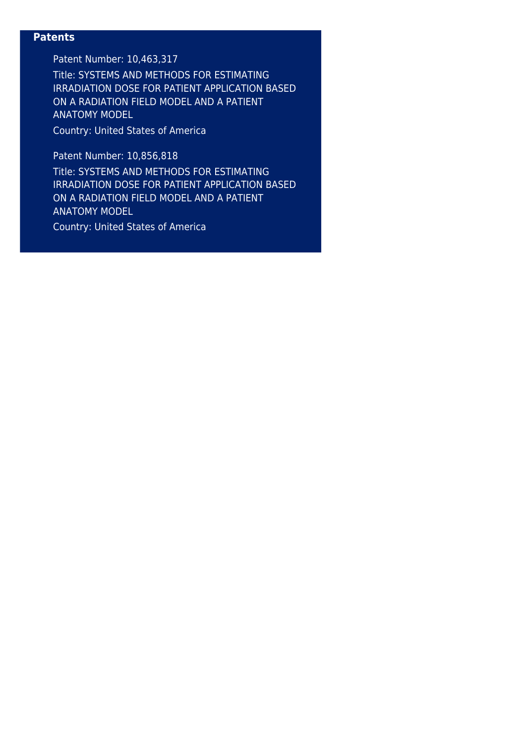## Patents

Patent Number: 10,463,317

Title: SYSTEMS AND METHODS FOR ESTIMATING IRRADIATION DOSE FOR PATIENT APPLICATION BASED ON A RADIATION FIELD MODEL AND A PATIENT ANATOMY MODEL

Country: United States of America

Patent Number: 10,856,818

Title: SYSTEMS AND METHODS FOR ESTIMATING IRRADIATION DOSE FOR PATIENT APPLICATION BASED ON A RADIATION FIELD MODEL AND A PATIENT ANATOMY MODEL

Country: United States of America